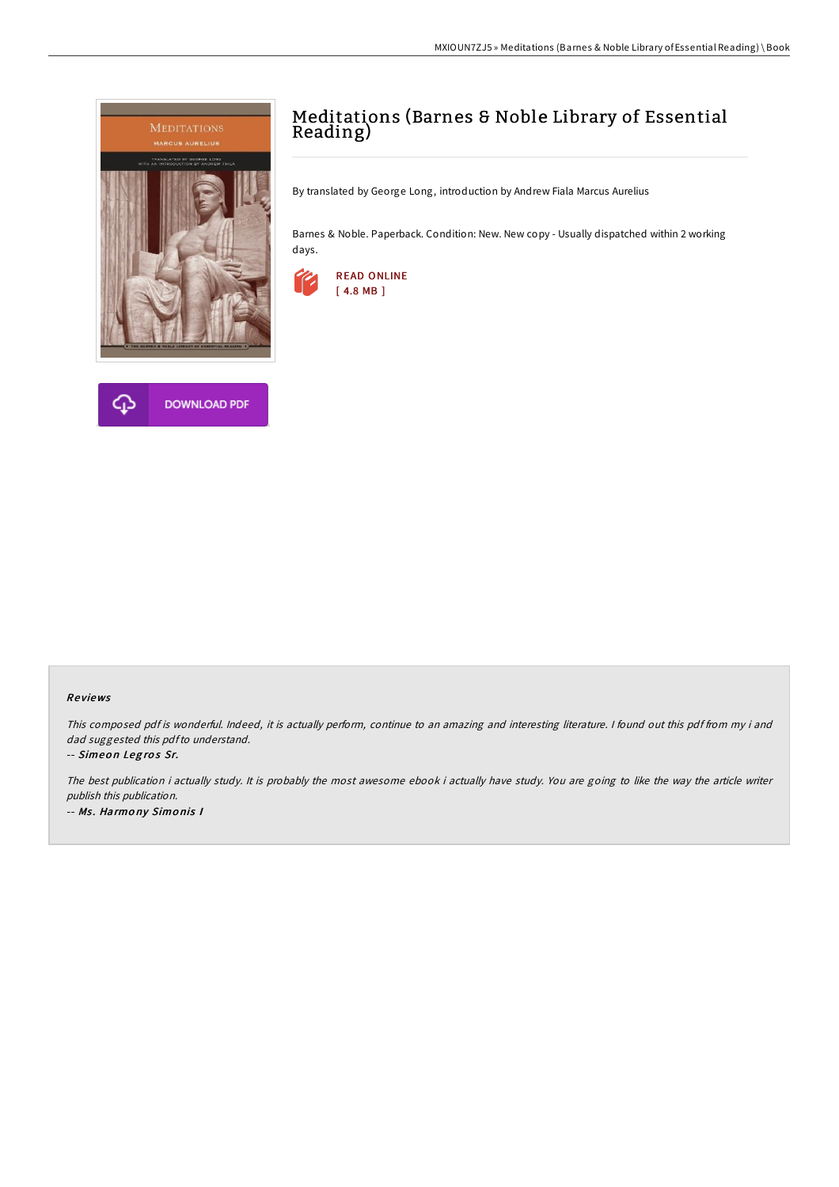# Meditations (Barnes & Noble Library of Essential Reading)

By translated by George Long, introduction by Andrew Fiala Marcus Aurelius

Barnes & Noble. Paperback. Condition: New. New copy - Usually dispatched within 2 working days.

READ ONLINE
[ 4.8 MB ]

DOWNLOAD PDF

### Reviews

*This composed pdf is wonderful. Indeed, it is actually perform, continue to an amazing and interesting literature. I found out this pdf from my i and dad suggested this pdf to understand.*

-- *Simeon Legros Sr.*

*The best publication i actually study. It is probably the most awesome ebook i actually have study. You are going to like the way the article writer publish this publication.*

-- *Ms. Harmony Simonis I*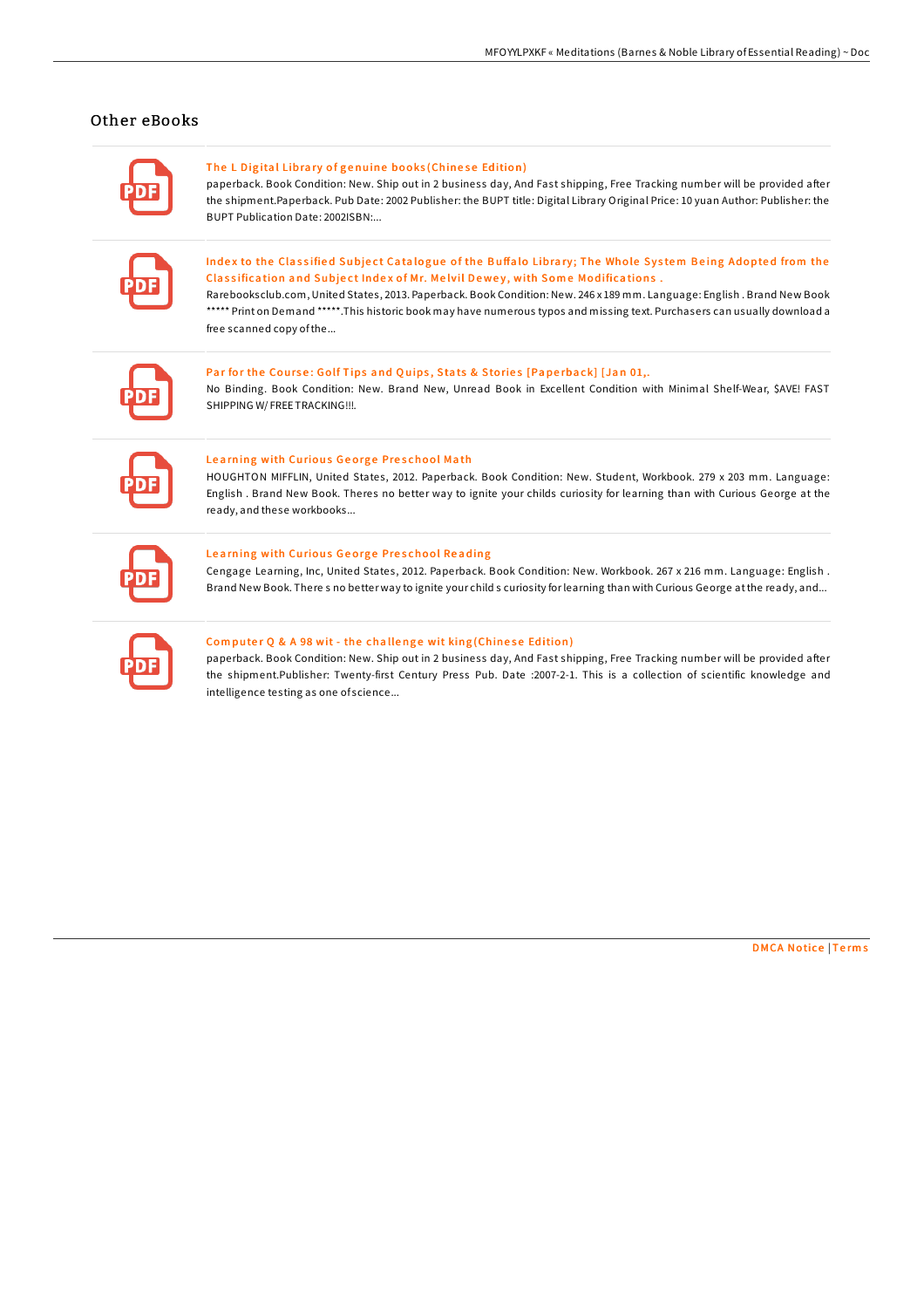## Other eBooks

### The L Digital Library of genuine books(Chinese Edition)

paperback. Book Condition: New. Ship out in 2 business day, And Fast shipping, Free Tracking number will be provided after the shipment.Paperback. Pub Date: 2002 Publisher: the BUPT title: Digital Library Original Price: 10 yuan Author: Publisher: the BUPT Publication Date: 2002ISBN:...

### Index to the Classified Subject Catalogue of the Buffalo Library; The Whole System Being Adopted from the Classification and Subject Index of Mr. Melvil Dewey, with Some Modifications .

Rarebooksclub.com, United States, 2013. Paperback. Book Condition: New. 246 x 189 mm. Language: English . Brand New Book ***** Print on Demand *****.This historic book may have numerous typos and missing text. Purchasers can usually download a free scanned copy of the...

### Par for the Course: Golf Tips and Quips, Stats & Stories [Paperback] [Jan 01,.

No Binding. Book Condition: New. Brand New, Unread Book in Excellent Condition with Minimal Shelf-Wear, $AVE! FAST SHIPPING W/ FREE TRACKING!!!.

### Learning with Curious George Preschool Math

HOUGHTON MIFFLIN, United States, 2012. Paperback. Book Condition: New. Student, Workbook. 279 x 203 mm. Language: English . Brand New Book. Theres no better way to ignite your childs curiosity for learning than with Curious George at the ready, and these workbooks...

### Learning with Curious George Preschool Reading

Cengage Learning, Inc, United States, 2012. Paperback. Book Condition: New. Workbook. 267 x 216 mm. Language: English . Brand New Book. There s no better way to ignite your child s curiosity for learning than with Curious George at the ready, and...

### Computer Q & A 98 wit - the challenge wit king(Chinese Edition)

paperback. Book Condition: New. Ship out in 2 business day, And Fast shipping, Free Tracking number will be provided after the shipment.Publisher: Twenty-first Century Press Pub. Date :2007-2-1. This is a collection of scientific knowledge and intelligence testing as one of science...